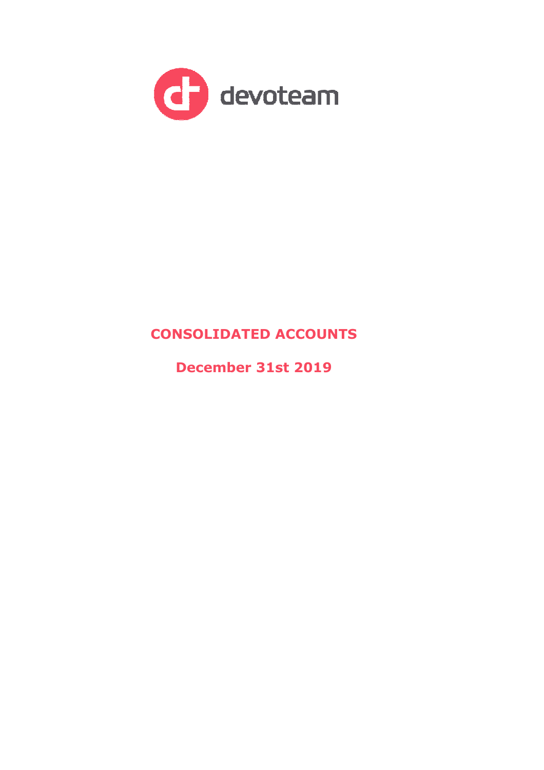devoteam

# CONSOLIDATED ACCOUNTS

## December 31st 2019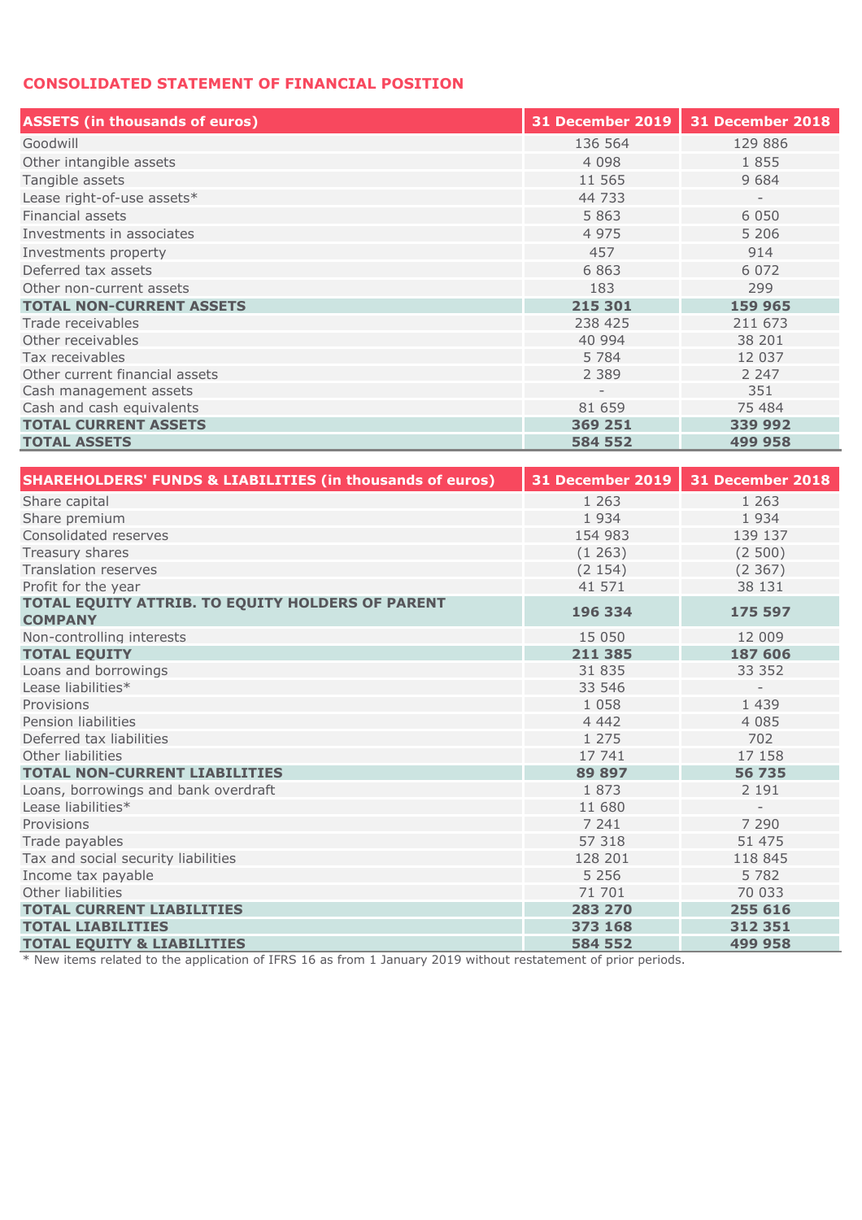## CONSOLIDATED STATEMENT OF FINANCIAL POSITION

| ASSETS (in thousands of euros) | 31 December 2019 | 31 December 2018 |
|---|---|---|
| Goodwill | 136 564 | 129 886 |
| Other intangible assets | 4 098 | 1 855 |
| Tangible assets | 11 565 | 9 684 |
| Lease right-of-use assets* | 44 733 | - |
| Financial assets | 5 863 | 6 050 |
| Investments in associates | 4 975 | 5 206 |
| Investments property | 457 | 914 |
| Deferred tax assets | 6 863 | 6 072 |
| Other non-current assets | 183 | 299 |
| **TOTAL NON-CURRENT ASSETS** | **215 301** | **159 965** |
| Trade receivables | 238 425 | 211 673 |
| Other receivables | 40 994 | 38 201 |
| Tax receivables | 5 784 | 12 037 |
| Other current financial assets | 2 389 | 2 247 |
| Cash management assets | - | 351 |
| Cash and cash equivalents | 81 659 | 75 484 |
| **TOTAL CURRENT ASSETS** | **369 251** | **339 992** |
| **TOTAL ASSETS** | **584 552** | **499 958** |

| SHAREHOLDERS' FUNDS & LIABILITIES (in thousands of euros) | 31 December 2019 | 31 December 2018 |
|---|---|---|
| Share capital | 1 263 | 1 263 |
| Share premium | 1 934 | 1 934 |
| Consolidated reserves | 154 983 | 139 137 |
| Treasury shares | (1 263) | (2 500) |
| Translation reserves | (2 154) | (2 367) |
| Profit for the year | 41 571 | 38 131 |
| **TOTAL EQUITY ATTRIB. TO EQUITY HOLDERS OF PARENT COMPANY** | **196 334** | **175 597** |
| Non-controlling interests | 15 050 | 12 009 |
| **TOTAL EQUITY** | **211 385** | **187 606** |
| Loans and borrowings | 31 835 | 33 352 |
| Lease liabilities* | 33 546 | - |
| Provisions | 1 058 | 1 439 |
| Pension liabilities | 4 442 | 4 085 |
| Deferred tax liabilities | 1 275 | 702 |
| Other liabilities | 17 741 | 17 158 |
| **TOTAL NON-CURRENT LIABILITIES** | **89 897** | **56 735** |
| Loans, borrowings and bank overdraft | 1 873 | 2 191 |
| Lease liabilities* | 11 680 | - |
| Provisions | 7 241 | 7 290 |
| Trade payables | 57 318 | 51 475 |
| Tax and social security liabilities | 128 201 | 118 845 |
| Income tax payable | 5 256 | 5 782 |
| Other liabilities | 71 701 | 70 033 |
| **TOTAL CURRENT LIABILITIES** | **283 270** | **255 616** |
| **TOTAL LIABILITIES** | **373 168** | **312 351** |
| **TOTAL EQUITY & LIABILITIES** | **584 552** | **499 958** |

* New items related to the application of IFRS 16 as from 1 January 2019 without restatement of prior periods.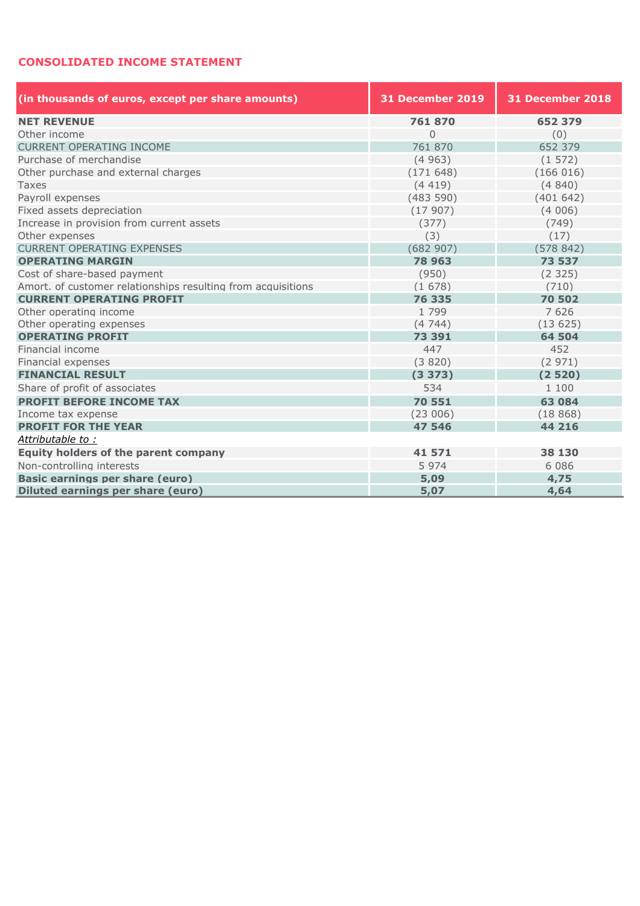## CONSOLIDATED INCOME STATEMENT

| (in thousands of euros, except per share amounts) | 31 December 2019 | 31 December 2018 |
|---|---|---|
| **NET REVENUE** | **761 870** | **652 379** |
| Other income | 0 | (0) |
| CURRENT OPERATING INCOME | 761 870 | 652 379 |
| Purchase of merchandise | (4 963) | (1 572) |
| Other purchase and external charges | (171 648) | (166 016) |
| Taxes | (4 419) | (4 840) |
| Payroll expenses | (483 590) | (401 642) |
| Fixed assets depreciation | (17 907) | (4 006) |
| Increase in provision from current assets | (377) | (749) |
| Other expenses | (3) | (17) |
| CURRENT OPERATING EXPENSES | (682 907) | (578 842) |
| **OPERATING MARGIN** | **78 963** | **73 537** |
| Cost of share-based payment | (950) | (2 325) |
| Amort. of customer relationships resulting from acquisitions | (1 678) | (710) |
| **CURRENT OPERATING PROFIT** | **76 335** | **70 502** |
| Other operating income | 1 799 | 7 626 |
| Other operating expenses | (4 744) | (13 625) |
| **OPERATING PROFIT** | **73 391** | **64 504** |
| Financial income | 447 | 452 |
| Financial expenses | (3 820) | (2 971) |
| **FINANCIAL RESULT** | **(3 373)** | **(2 520)** |
| Share of profit of associates | 534 | 1 100 |
| **PROFIT BEFORE INCOME TAX** | **70 551** | **63 084** |
| Income tax expense | (23 006) | (18 868) |
| **PROFIT FOR THE YEAR** | **47 546** | **44 216** |
| *Attributable to :* | | |
| **Equity holders of the parent company** | **41 571** | **38 130** |
| Non-controlling interests | 5 974 | 6 086 |
| **Basic earnings per share (euro)** | **5,09** | **4,75** |
| **Diluted earnings per share (euro)** | **5,07** | **4,64** |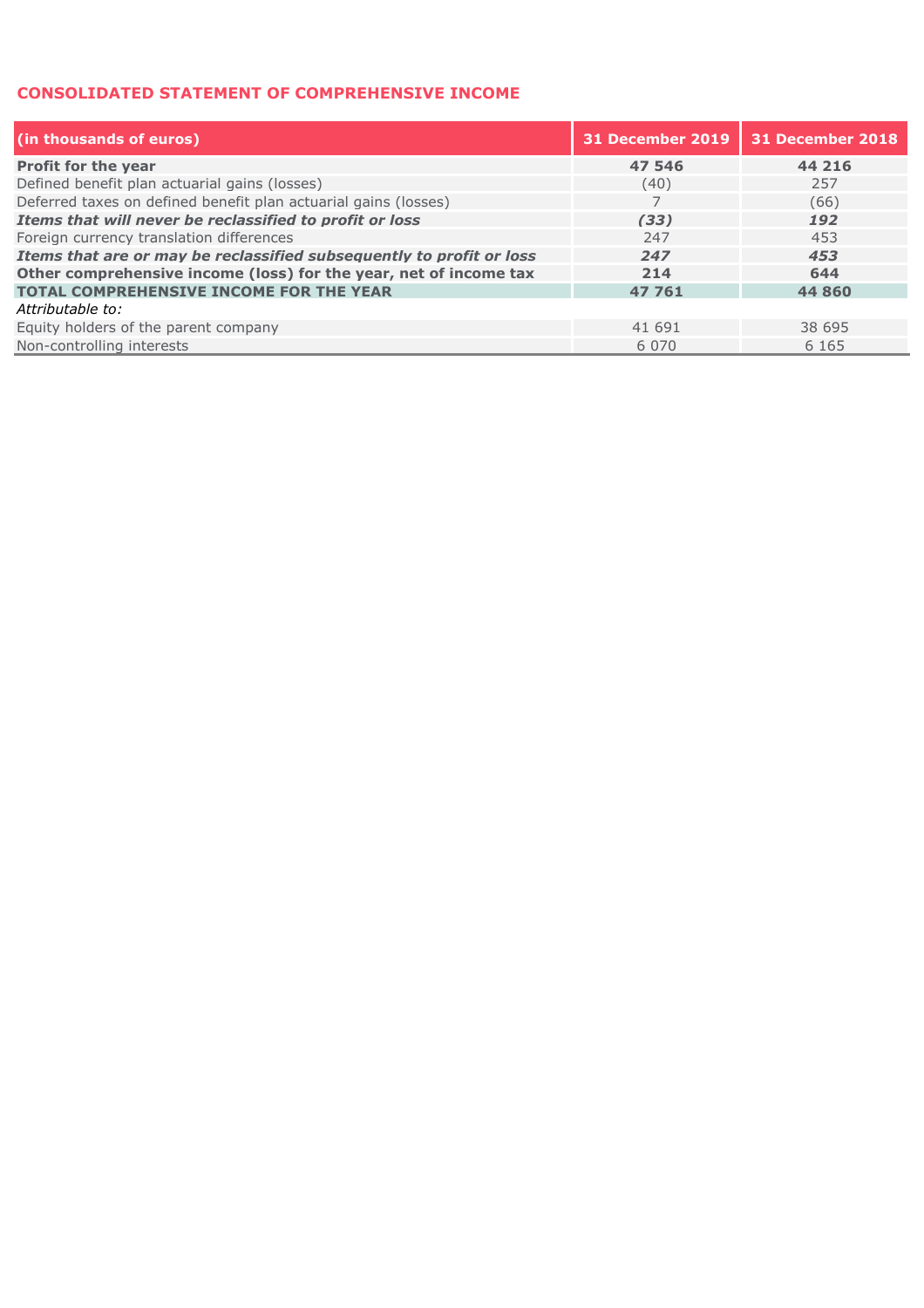## CONSOLIDATED STATEMENT OF COMPREHENSIVE INCOME

| (in thousands of euros) | 31 December 2019 | 31 December 2018 |
|---|---|---|
| **Profit for the year** | **47 546** | **44 216** |
| Defined benefit plan actuarial gains (losses) | (40) | 257 |
| Deferred taxes on defined benefit plan actuarial gains (losses) | 7 | (66) |
| ***Items that will never be reclassified to profit or loss*** | ***(33)*** | ***192*** |
| Foreign currency translation differences | 247 | 453 |
| ***Items that are or may be reclassified subsequently to profit or loss*** | ***247*** | ***453*** |
| **Other comprehensive income (loss) for the year, net of income tax** | **214** | **644** |
| **TOTAL COMPREHENSIVE INCOME FOR THE YEAR** | **47 761** | **44 860** |
| *Attributable to:* | | |
| Equity holders of the parent company | 41 691 | 38 695 |
| Non-controlling interests | 6 070 | 6 165 |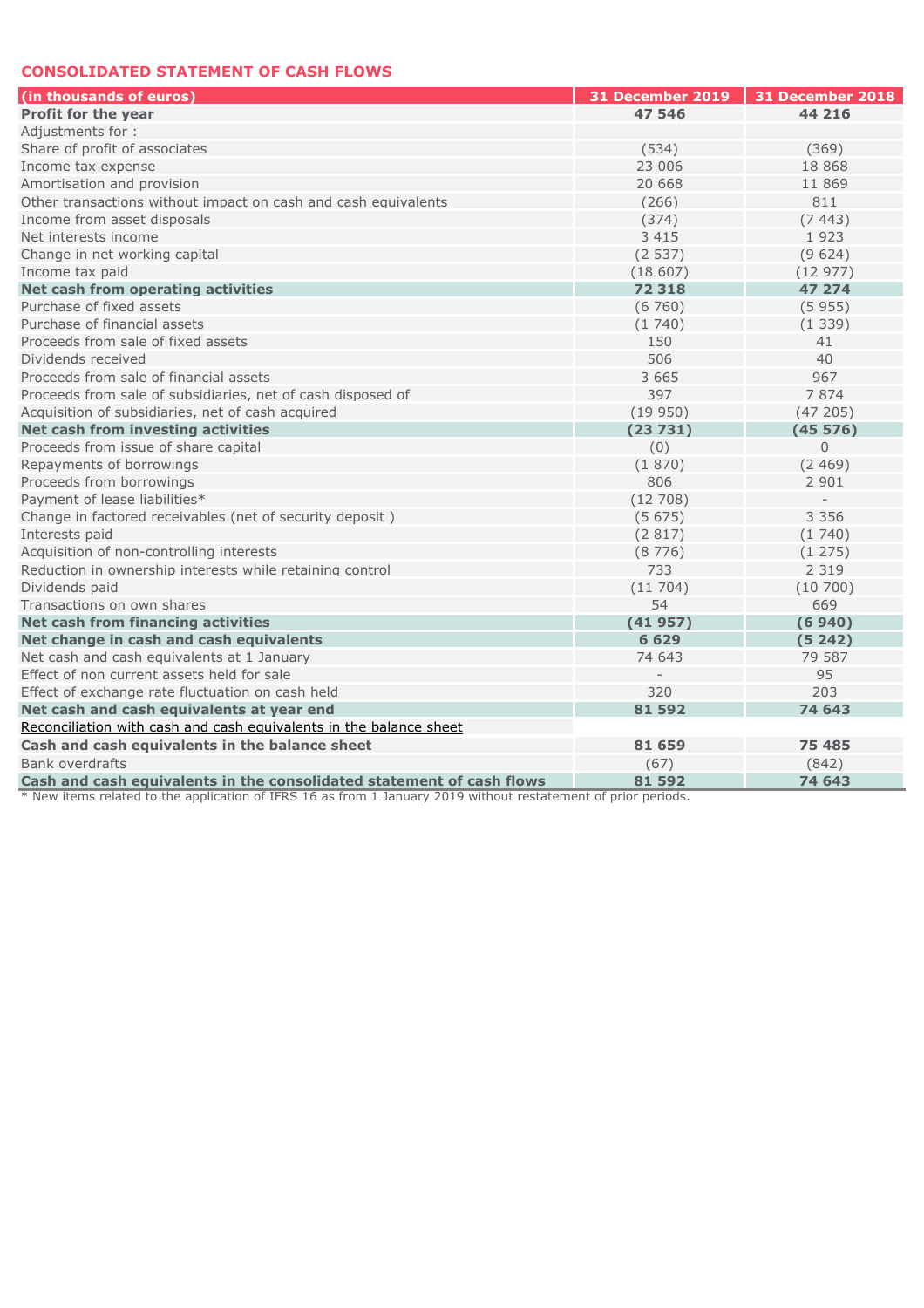## CONSOLIDATED STATEMENT OF CASH FLOWS

| (in thousands of euros) | 31 December 2019 | 31 December 2018 |
|---|---|---|
| **Profit for the year** | **47 546** | **44 216** |
| Adjustments for : | | |
| Share of profit of associates | (534) | (369) |
| Income tax expense | 23 006 | 18 868 |
| Amortisation and provision | 20 668 | 11 869 |
| Other transactions without impact on cash and cash equivalents | (266) | 811 |
| Income from asset disposals | (374) | (7 443) |
| Net interests income | 3 415 | 1 923 |
| Change in net working capital | (2 537) | (9 624) |
| Income tax paid | (18 607) | (12 977) |
| **Net cash from operating activities** | **72 318** | **47 274** |
| Purchase of fixed assets | (6 760) | (5 955) |
| Purchase of financial assets | (1 740) | (1 339) |
| Proceeds from sale of fixed assets | 150 | 41 |
| Dividends received | 506 | 40 |
| Proceeds from sale of financial assets | 3 665 | 967 |
| Proceeds from sale of subsidiaries, net of cash disposed of | 397 | 7 874 |
| Acquisition of subsidiaries, net of cash acquired | (19 950) | (47 205) |
| **Net cash from investing activities** | **(23 731)** | **(45 576)** |
| Proceeds from issue of share capital | (0) | 0 |
| Repayments of borrowings | (1 870) | (2 469) |
| Proceeds from borrowings | 806 | 2 901 |
| Payment of lease liabilities* | (12 708) | - |
| Change in factored receivables (net of security deposit ) | (5 675) | 3 356 |
| Interests paid | (2 817) | (1 740) |
| Acquisition of non-controlling interests | (8 776) | (1 275) |
| Reduction in ownership interests while retaining control | 733 | 2 319 |
| Dividends paid | (11 704) | (10 700) |
| Transactions on own shares | 54 | 669 |
| **Net cash from financing activities** | **(41 957)** | **(6 940)** |
| **Net change in cash and cash equivalents** | **6 629** | **(5 242)** |
| Net cash and cash equivalents at 1 January | 74 643 | 79 587 |
| Effect of non current assets held for sale | - | 95 |
| Effect of exchange rate fluctuation on cash held | 320 | 203 |
| **Net cash and cash equivalents at year end** | **81 592** | **74 643** |
| Reconciliation with cash and cash equivalents in the balance sheet | | |
| **Cash and cash equivalents in the balance sheet** | **81 659** | **75 485** |
| Bank overdrafts | (67) | (842) |
| **Cash and cash equivalents in the consolidated statement of cash flows** | **81 592** | **74 643** |

* New items related to the application of IFRS 16 as from 1 January 2019 without restatement of prior periods.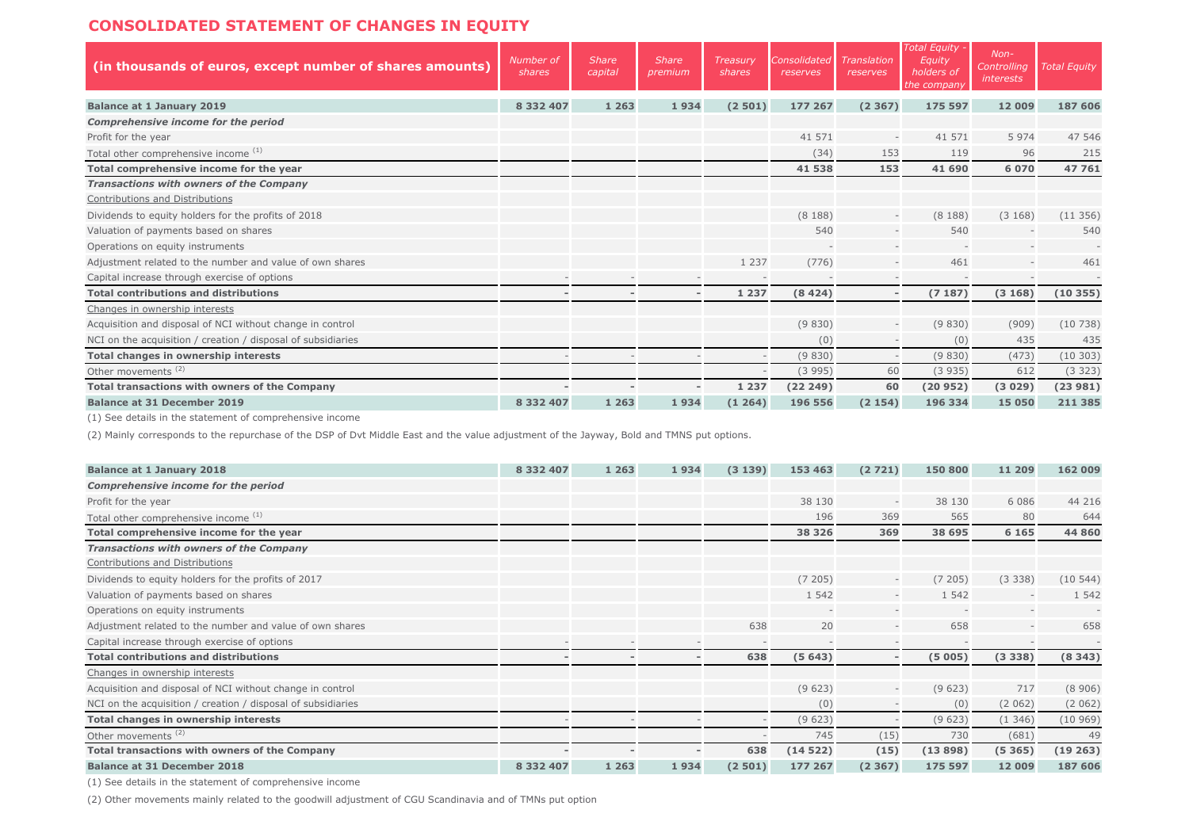## CONSOLIDATED STATEMENT OF CHANGES IN EQUITY

| (in thousands of euros, except number of shares amounts) | Number of shares | Share capital | Share premium | Treasury shares | Consolidated reserves | Translation reserves | Total Equity - Equity holders of the company | Non-Controlling interests | Total Equity |
|---|---|---|---|---|---|---|---|---|---|
| **Balance at 1 January 2019** | **8 332 407** | **1 263** | **1 934** | **(2 501)** | **177 267** | **(2 367)** | **175 597** | **12 009** | **187 606** |
| ***Comprehensive income for the period*** | | | | | | | | | |
| Profit for the year | | | | | 41 571 | - | 41 571 | 5 974 | 47 546 |
| Total other comprehensive income (1) | | | | | (34) | 153 | 119 | 96 | 215 |
| **Total comprehensive income for the year** | | | | | **41 538** | **153** | **41 690** | **6 070** | **47 761** |
| ***Transactions with owners of the Company*** | | | | | | | | | |
| Contributions and Distributions | | | | | | | | | |
| Dividends to equity holders for the profits of 2018 | | | | | (8 188) | - | (8 188) | (3 168) | (11 356) |
| Valuation of payments based on shares | | | | | 540 | - | 540 | - | 540 |
| Operations on equity instruments | | | | | - | - | - | - | - |
| Adjustment related to the number and value of own shares | | | | 1 237 | (776) | - | 461 | - | 461 |
| Capital increase through exercise of options | | - | - | - | - | - | - | - | - |
| **Total contributions and distributions** | | **-** | **-** | **-** | **1 237** | **(8 424)** | **-** | **(7 187)** | **(3 168)** | **(10 355)** |
| Changes in ownership interests | | | | | | | | | |
| Acquisition and disposal of NCI without change in control | | | | | (9 830) | - | (9 830) | (909) | (10 738) |
| NCI on the acquisition / creation / disposal of subsidiaries | | | | | (0) | - | (0) | 435 | 435 |
| **Total changes in ownership interests** | | - | - | - | - | (9 830) | - | (9 830) | (473) | (10 303) |
| Other movements (2) | | | | - | (3 995) | 60 | (3 935) | 612 | (3 323) |
| **Total transactions with owners of the Company** | | **-** | **-** | **1 237** | **(22 249)** | **60** | **(20 952)** | **(3 029)** | **(23 981)** |
| **Balance at 31 December 2019** | **8 332 407** | **1 263** | **1 934** | **(1 264)** | **196 556** | **(2 154)** | **196 334** | **15 050** | **211 385** |

(1) See details in the statement of comprehensive income

(2) Mainly corresponds to the repurchase of the DSP of Dvt Middle East and the value adjustment of the Jayway, Bold and TMNS put options.

| (in thousands of euros, except number of shares amounts) | Number of shares | Share capital | Share premium | Treasury shares | Consolidated reserves | Translation reserves | Total Equity - Equity holders of the company | Non-Controlling interests | Total Equity |
|---|---|---|---|---|---|---|---|---|---|
| **Balance at 1 January 2018** | **8 332 407** | **1 263** | **1 934** | **(3 139)** | **153 463** | **(2 721)** | **150 800** | **11 209** | **162 009** |
| ***Comprehensive income for the period*** | | | | | | | | | |
| Profit for the year | | | | | 38 130 | - | 38 130 | 6 086 | 44 216 |
| Total other comprehensive income (1) | | | | | 196 | 369 | 565 | 80 | 644 |
| **Total comprehensive income for the year** | | | | | **38 326** | **369** | **38 695** | **6 165** | **44 860** |
| ***Transactions with owners of the Company*** | | | | | | | | | |
| Contributions and Distributions | | | | | | | | | |
| Dividends to equity holders for the profits of 2017 | | | | | (7 205) | - | (7 205) | (3 338) | (10 544) |
| Valuation of payments based on shares | | | | | 1 542 | - | 1 542 | - | 1 542 |
| Operations on equity instruments | | | | | - | - | - | - | - |
| Adjustment related to the number and value of own shares | | | | 638 | 20 | - | 658 | - | 658 |
| Capital increase through exercise of options | - | - | - | - | - | - | - | - | - |
| **Total contributions and distributions** | **-** | **-** | **-** | **638** | **(5 643)** | **-** | **(5 005)** | **(3 338)** | **(8 343)** |
| Changes in ownership interests | | | | | | | | | |
| Acquisition and disposal of NCI without change in control | | | | | (9 623) | - | (9 623) | 717 | (8 906) |
| NCI on the acquisition / creation / disposal of subsidiaries | | | | | (0) | - | (0) | (2 062) | (2 062) |
| **Total changes in ownership interests** | - | - | - | - | (9 623) | - | (9 623) | (1 346) | (10 969) |
| Other movements (2) | | | | - | 745 | (15) | 730 | (681) | 49 |
| **Total transactions with owners of the Company** | **-** | **-** | **-** | **638** | **(14 522)** | **(15)** | **(13 898)** | **(5 365)** | **(19 263)** |
| **Balance at 31 December 2018** | **8 332 407** | **1 263** | **1 934** | **(2 501)** | **177 267** | **(2 367)** | **175 597** | **12 009** | **187 606** |

(1) See details in the statement of comprehensive income

(2) Other movements mainly related to the goodwill adjustment of CGU Scandinavia and of TMNs put option